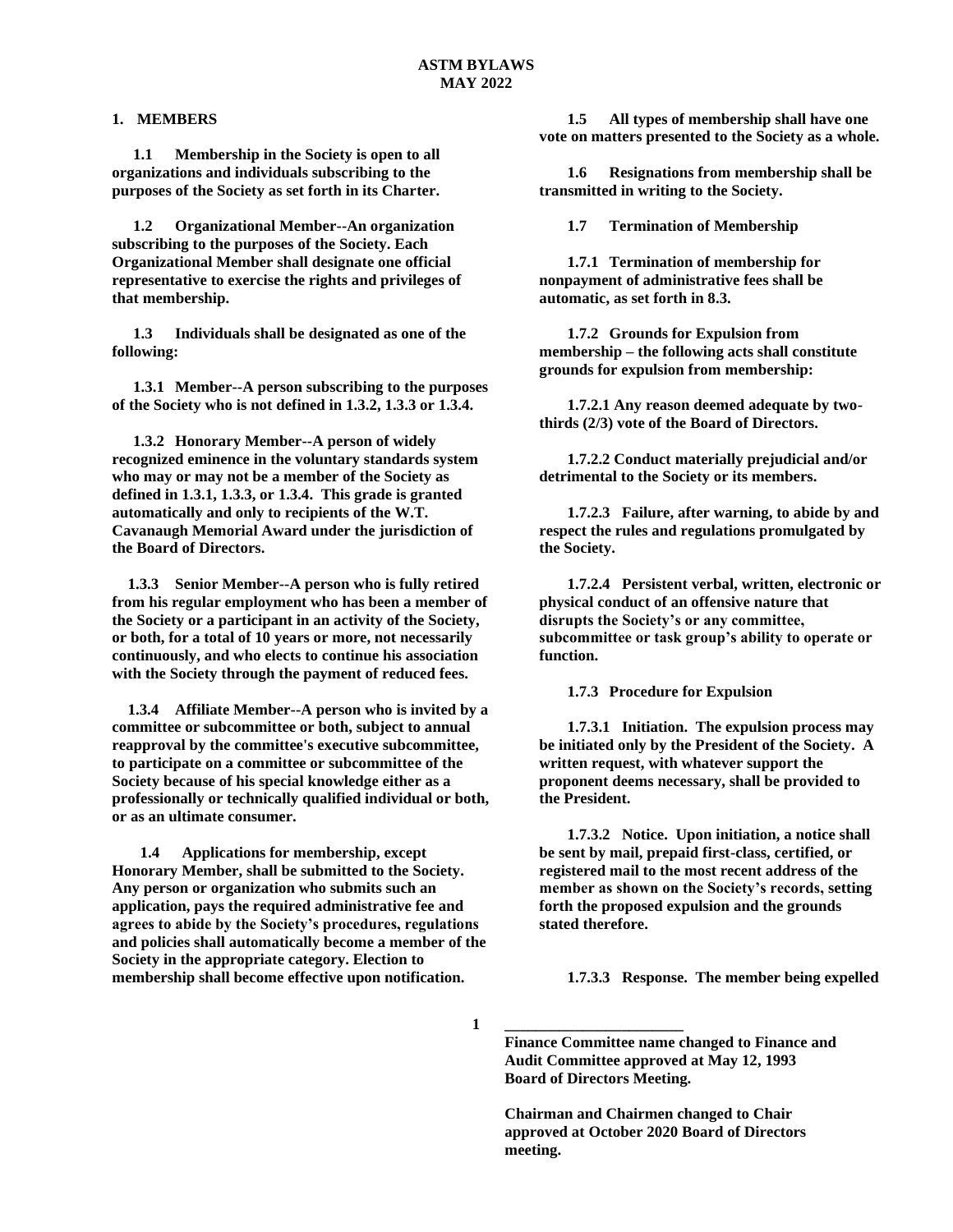# ASTM BYLAWS
## MAY 2022

## 1. MEMBERS

**1.1 Membership in the Society is open to all organizations and individuals subscribing to the purposes of the Society as set forth in its Charter.**

**1.2 Organizational Member--An organization subscribing to the purposes of the Society. Each Organizational Member shall designate one official representative to exercise the rights and privileges of that membership.**

**1.3 Individuals shall be designated as one of the following:**

**1.3.1 Member--A person subscribing to the purposes of the Society who is not defined in 1.3.2, 1.3.3 or 1.3.4.**

**1.3.2 Honorary Member--A person of widely recognized eminence in the voluntary standards system who may or may not be a member of the Society as defined in 1.3.1, 1.3.3, or 1.3.4. This grade is granted automatically and only to recipients of the W.T. Cavanaugh Memorial Award under the jurisdiction of the Board of Directors.**

**1.3.3 Senior Member--A person who is fully retired from his regular employment who has been a member of the Society or a participant in an activity of the Society, or both, for a total of 10 years or more, not necessarily continuously, and who elects to continue his association with the Society through the payment of reduced fees.**

**1.3.4 Affiliate Member--A person who is invited by a committee or subcommittee or both, subject to annual reapproval by the committee's executive subcommittee, to participate on a committee or subcommittee of the Society because of his special knowledge either as a professionally or technically qualified individual or both, or as an ultimate consumer.**

**1.4 Applications for membership, except Honorary Member, shall be submitted to the Society. Any person or organization who submits such an application, pays the required administrative fee and agrees to abide by the Society's procedures, regulations and policies shall automatically become a member of the Society in the appropriate category. Election to membership shall become effective upon notification.**

**1.5 All types of membership shall have one vote on matters presented to the Society as a whole.**

**1.6 Resignations from membership shall be transmitted in writing to the Society.**

**1.7 Termination of Membership**

**1.7.1 Termination of membership for nonpayment of administrative fees shall be automatic, as set forth in 8.3.**

**1.7.2 Grounds for Expulsion from membership – the following acts shall constitute grounds for expulsion from membership:**

**1.7.2.1 Any reason deemed adequate by two-thirds (2/3) vote of the Board of Directors.**

**1.7.2.2 Conduct materially prejudicial and/or detrimental to the Society or its members.**

**1.7.2.3 Failure, after warning, to abide by and respect the rules and regulations promulgated by the Society.**

**1.7.2.4 Persistent verbal, written, electronic or physical conduct of an offensive nature that disrupts the Society's or any committee, subcommittee or task group's ability to operate or function.**

**1.7.3 Procedure for Expulsion**

**1.7.3.1 Initiation. The expulsion process may be initiated only by the President of the Society. A written request, with whatever support the proponent deems necessary, shall be provided to the President.**

**1.7.3.2 Notice. Upon initiation, a notice shall be sent by mail, prepaid first-class, certified, or registered mail to the most recent address of the member as shown on the Society's records, setting forth the proposed expulsion and the grounds stated therefore.**

**1.7.3.3 Response. The member being expelled**

---

**Finance Committee name changed to Finance and Audit Committee approved at May 12, 1993 Board of Directors Meeting.**

**Chairman and Chairmen changed to Chair approved at October 2020 Board of Directors meeting.**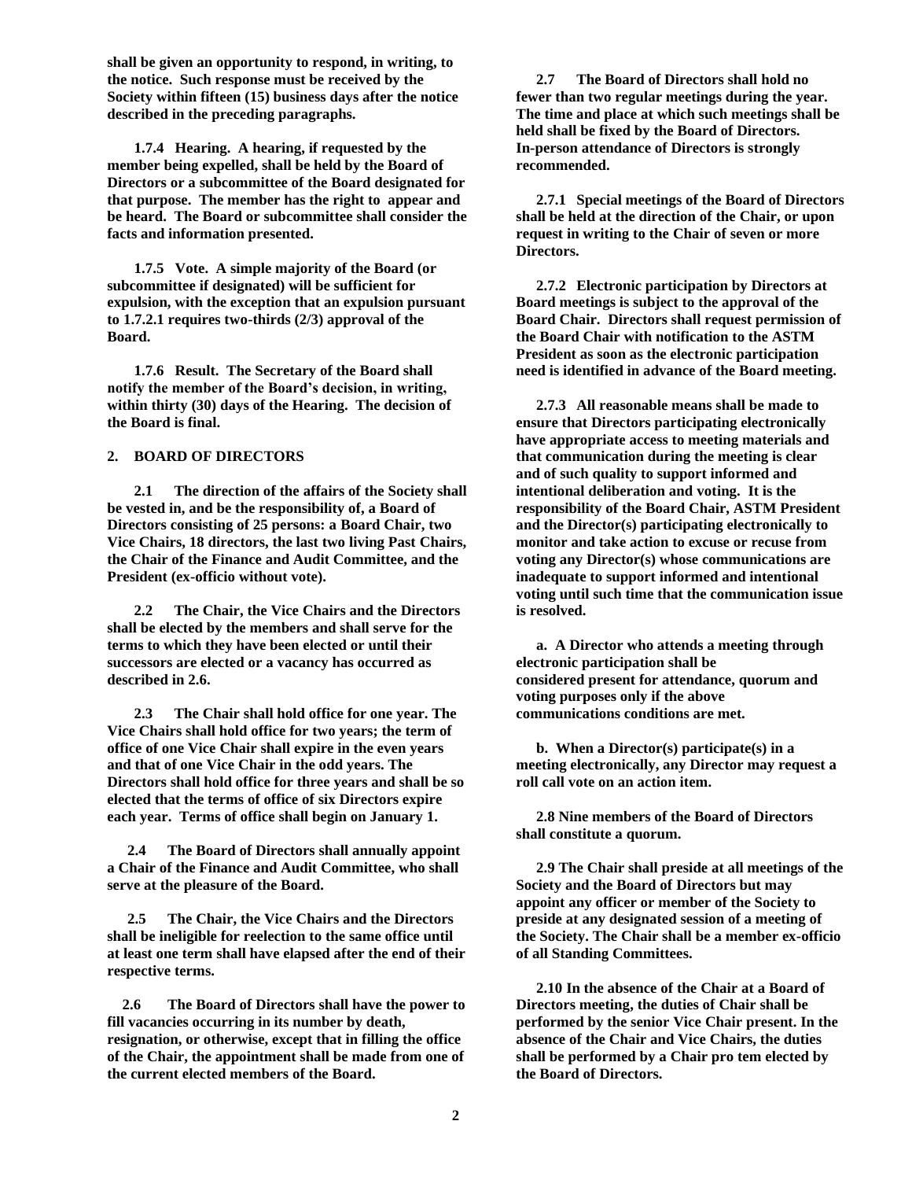**shall be given an opportunity to respond, in writing, to the notice. Such response must be received by the Society within fifteen (15) business days after the notice described in the preceding paragraphs.**

**1.7.4 Hearing. A hearing, if requested by the member being expelled, shall be held by the Board of Directors or a subcommittee of the Board designated for that purpose. The member has the right to appear and be heard. The Board or subcommittee shall consider the facts and information presented.**

**1.7.5 Vote. A simple majority of the Board (or subcommittee if designated) will be sufficient for expulsion, with the exception that an expulsion pursuant to 1.7.2.1 requires two-thirds (2/3) approval of the Board.**

**1.7.6 Result. The Secretary of the Board shall notify the member of the Board's decision, in writing, within thirty (30) days of the Hearing. The decision of the Board is final.**

## 2. BOARD OF DIRECTORS

**2.1 The direction of the affairs of the Society shall be vested in, and be the responsibility of, a Board of Directors consisting of 25 persons: a Board Chair, two Vice Chairs, 18 directors, the last two living Past Chairs, the Chair of the Finance and Audit Committee, and the President (ex-officio without vote).**

**2.2 The Chair, the Vice Chairs and the Directors shall be elected by the members and shall serve for the terms to which they have been elected or until their successors are elected or a vacancy has occurred as described in 2.6.**

**2.3 The Chair shall hold office for one year. The Vice Chairs shall hold office for two years; the term of office of one Vice Chair shall expire in the even years and that of one Vice Chair in the odd years. The Directors shall hold office for three years and shall be so elected that the terms of office of six Directors expire each year. Terms of office shall begin on January 1.**

**2.4 The Board of Directors shall annually appoint a Chair of the Finance and Audit Committee, who shall serve at the pleasure of the Board.**

**2.5 The Chair, the Vice Chairs and the Directors shall be ineligible for reelection to the same office until at least one term shall have elapsed after the end of their respective terms.**

**2.6 The Board of Directors shall have the power to fill vacancies occurring in its number by death, resignation, or otherwise, except that in filling the office of the Chair, the appointment shall be made from one of the current elected members of the Board.**

**2.7 The Board of Directors shall hold no fewer than two regular meetings during the year. The time and place at which such meetings shall be held shall be fixed by the Board of Directors. In-person attendance of Directors is strongly recommended.**

**2.7.1 Special meetings of the Board of Directors shall be held at the direction of the Chair, or upon request in writing to the Chair of seven or more Directors.**

**2.7.2 Electronic participation by Directors at Board meetings is subject to the approval of the Board Chair. Directors shall request permission of the Board Chair with notification to the ASTM President as soon as the electronic participation need is identified in advance of the Board meeting.**

**2.7.3 All reasonable means shall be made to ensure that Directors participating electronically have appropriate access to meeting materials and that communication during the meeting is clear and of such quality to support informed and intentional deliberation and voting. It is the responsibility of the Board Chair, ASTM President and the Director(s) participating electronically to monitor and take action to excuse or recuse from voting any Director(s) whose communications are inadequate to support informed and intentional voting until such time that the communication issue is resolved.**

**a. A Director who attends a meeting through electronic participation shall be considered present for attendance, quorum and voting purposes only if the above communications conditions are met.**

**b. When a Director(s) participate(s) in a meeting electronically, any Director may request a roll call vote on an action item.**

**2.8 Nine members of the Board of Directors shall constitute a quorum.**

**2.9 The Chair shall preside at all meetings of the Society and the Board of Directors but may appoint any officer or member of the Society to preside at any designated session of a meeting of the Society. The Chair shall be a member ex-officio of all Standing Committees.**

**2.10 In the absence of the Chair at a Board of Directors meeting, the duties of Chair shall be performed by the senior Vice Chair present. In the absence of the Chair and Vice Chairs, the duties shall be performed by a Chair pro tem elected by the Board of Directors.**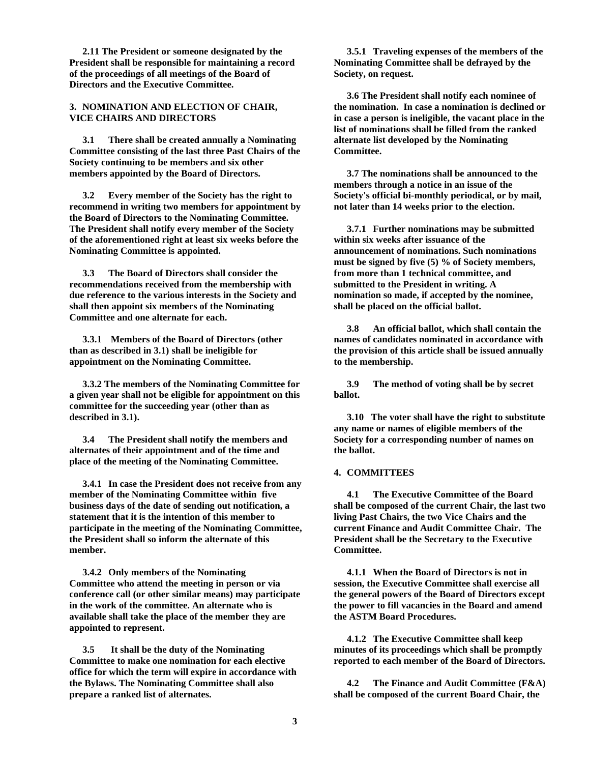**2.11 The President or someone designated by the President shall be responsible for maintaining a record of the proceedings of all meetings of the Board of Directors and the Executive Committee.**

## 3. NOMINATION AND ELECTION OF CHAIR, VICE CHAIRS AND DIRECTORS

**3.1 There shall be created annually a Nominating Committee consisting of the last three Past Chairs of the Society continuing to be members and six other members appointed by the Board of Directors.**

**3.2 Every member of the Society has the right to recommend in writing two members for appointment by the Board of Directors to the Nominating Committee. The President shall notify every member of the Society of the aforementioned right at least six weeks before the Nominating Committee is appointed.**

**3.3 The Board of Directors shall consider the recommendations received from the membership with due reference to the various interests in the Society and shall then appoint six members of the Nominating Committee and one alternate for each.**

**3.3.1 Members of the Board of Directors (other than as described in 3.1) shall be ineligible for appointment on the Nominating Committee.**

**3.3.2 The members of the Nominating Committee for a given year shall not be eligible for appointment on this committee for the succeeding year (other than as described in 3.1).**

**3.4 The President shall notify the members and alternates of their appointment and of the time and place of the meeting of the Nominating Committee.**

**3.4.1 In case the President does not receive from any member of the Nominating Committee within five business days of the date of sending out notification, a statement that it is the intention of this member to participate in the meeting of the Nominating Committee, the President shall so inform the alternate of this member.**

**3.4.2 Only members of the Nominating Committee who attend the meeting in person or via conference call (or other similar means) may participate in the work of the committee. An alternate who is available shall take the place of the member they are appointed to represent.**

**3.5 It shall be the duty of the Nominating Committee to make one nomination for each elective office for which the term will expire in accordance with the Bylaws. The Nominating Committee shall also prepare a ranked list of alternates.**

**3.5.1 Traveling expenses of the members of the Nominating Committee shall be defrayed by the Society, on request.**

**3.6 The President shall notify each nominee of the nomination. In case a nomination is declined or in case a person is ineligible, the vacant place in the list of nominations shall be filled from the ranked alternate list developed by the Nominating Committee.**

**3.7 The nominations shall be announced to the members through a notice in an issue of the Society's official bi-monthly periodical, or by mail, not later than 14 weeks prior to the election.**

**3.7.1 Further nominations may be submitted within six weeks after issuance of the announcement of nominations. Such nominations must be signed by five (5) % of Society members, from more than 1 technical committee, and submitted to the President in writing. A nomination so made, if accepted by the nominee, shall be placed on the official ballot.**

**3.8 An official ballot, which shall contain the names of candidates nominated in accordance with the provision of this article shall be issued annually to the membership.**

**3.9 The method of voting shall be by secret ballot.**

**3.10 The voter shall have the right to substitute any name or names of eligible members of the Society for a corresponding number of names on the ballot.**

## 4. COMMITTEES

**4.1 The Executive Committee of the Board shall be composed of the current Chair, the last two living Past Chairs, the two Vice Chairs and the current Finance and Audit Committee Chair. The President shall be the Secretary to the Executive Committee.**

**4.1.1 When the Board of Directors is not in session, the Executive Committee shall exercise all the general powers of the Board of Directors except the power to fill vacancies in the Board and amend the ASTM Board Procedures.**

**4.1.2 The Executive Committee shall keep minutes of its proceedings which shall be promptly reported to each member of the Board of Directors.**

**4.2 The Finance and Audit Committee (F&A) shall be composed of the current Board Chair, the**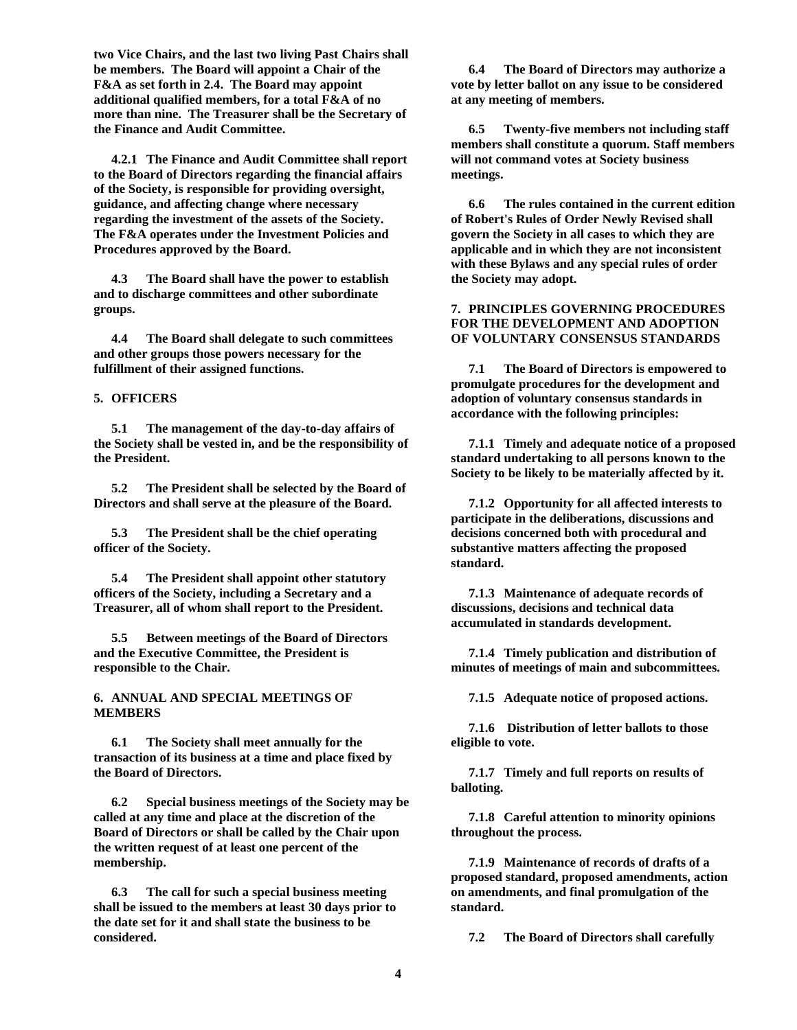**two Vice Chairs, and the last two living Past Chairs shall be members. The Board will appoint a Chair of the F&A as set forth in 2.4. The Board may appoint additional qualified members, for a total F&A of no more than nine. The Treasurer shall be the Secretary of the Finance and Audit Committee.**

**4.2.1 The Finance and Audit Committee shall report to the Board of Directors regarding the financial affairs of the Society, is responsible for providing oversight, guidance, and affecting change where necessary regarding the investment of the assets of the Society. The F&A operates under the Investment Policies and Procedures approved by the Board.**

**4.3 The Board shall have the power to establish and to discharge committees and other subordinate groups.**

**4.4 The Board shall delegate to such committees and other groups those powers necessary for the fulfillment of their assigned functions.**

## 5. OFFICERS

**5.1 The management of the day-to-day affairs of the Society shall be vested in, and be the responsibility of the President.**

**5.2 The President shall be selected by the Board of Directors and shall serve at the pleasure of the Board.**

**5.3 The President shall be the chief operating officer of the Society.**

**5.4 The President shall appoint other statutory officers of the Society, including a Secretary and a Treasurer, all of whom shall report to the President.**

**5.5 Between meetings of the Board of Directors and the Executive Committee, the President is responsible to the Chair.**

## 6. ANNUAL AND SPECIAL MEETINGS OF MEMBERS

**6.1 The Society shall meet annually for the transaction of its business at a time and place fixed by the Board of Directors.**

**6.2 Special business meetings of the Society may be called at any time and place at the discretion of the Board of Directors or shall be called by the Chair upon the written request of at least one percent of the membership.**

**6.3 The call for such a special business meeting shall be issued to the members at least 30 days prior to the date set for it and shall state the business to be considered.**

**6.4 The Board of Directors may authorize a vote by letter ballot on any issue to be considered at any meeting of members.**

**6.5 Twenty-five members not including staff members shall constitute a quorum. Staff members will not command votes at Society business meetings.**

**6.6 The rules contained in the current edition of Robert's Rules of Order Newly Revised shall govern the Society in all cases to which they are applicable and in which they are not inconsistent with these Bylaws and any special rules of order the Society may adopt.**

## 7. PRINCIPLES GOVERNING PROCEDURES FOR THE DEVELOPMENT AND ADOPTION OF VOLUNTARY CONSENSUS STANDARDS

**7.1 The Board of Directors is empowered to promulgate procedures for the development and adoption of voluntary consensus standards in accordance with the following principles:**

**7.1.1 Timely and adequate notice of a proposed standard undertaking to all persons known to the Society to be likely to be materially affected by it.**

**7.1.2 Opportunity for all affected interests to participate in the deliberations, discussions and decisions concerned both with procedural and substantive matters affecting the proposed standard.**

**7.1.3 Maintenance of adequate records of discussions, decisions and technical data accumulated in standards development.**

**7.1.4 Timely publication and distribution of minutes of meetings of main and subcommittees.**

**7.1.5 Adequate notice of proposed actions.**

**7.1.6 Distribution of letter ballots to those eligible to vote.**

**7.1.7 Timely and full reports on results of balloting.**

**7.1.8 Careful attention to minority opinions throughout the process.**

**7.1.9 Maintenance of records of drafts of a proposed standard, proposed amendments, action on amendments, and final promulgation of the standard.**

**7.2 The Board of Directors shall carefully**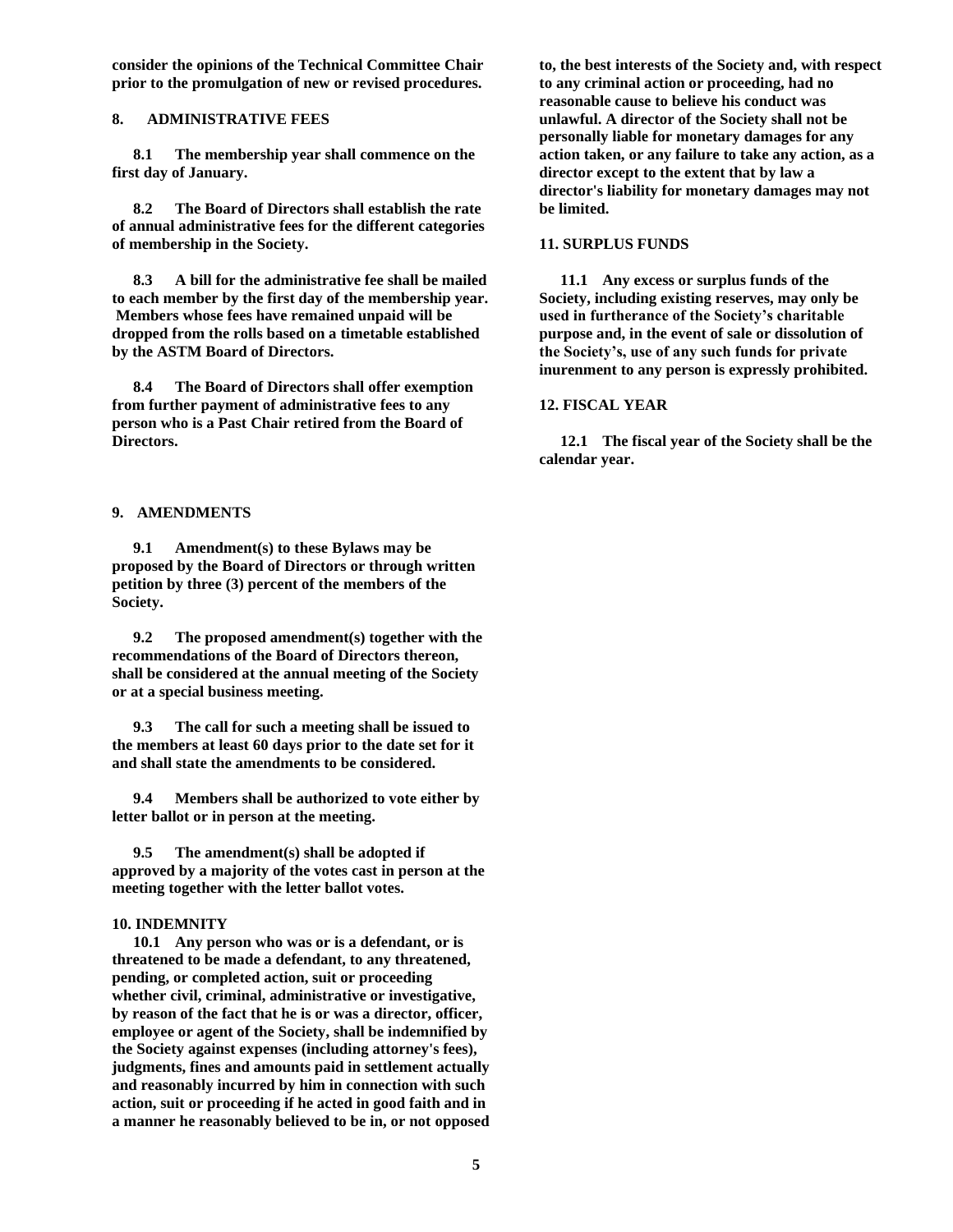**consider the opinions of the Technical Committee Chair prior to the promulgation of new or revised procedures.**

## 8. ADMINISTRATIVE FEES

**8.1 The membership year shall commence on the first day of January.**

**8.2 The Board of Directors shall establish the rate of annual administrative fees for the different categories of membership in the Society.**

**8.3 A bill for the administrative fee shall be mailed to each member by the first day of the membership year. Members whose fees have remained unpaid will be dropped from the rolls based on a timetable established by the ASTM Board of Directors.**

**8.4 The Board of Directors shall offer exemption from further payment of administrative fees to any person who is a Past Chair retired from the Board of Directors.**

## 9. AMENDMENTS

**9.1 Amendment(s) to these Bylaws may be proposed by the Board of Directors or through written petition by three (3) percent of the members of the Society.**

**9.2 The proposed amendment(s) together with the recommendations of the Board of Directors thereon, shall be considered at the annual meeting of the Society or at a special business meeting.**

**9.3 The call for such a meeting shall be issued to the members at least 60 days prior to the date set for it and shall state the amendments to be considered.**

**9.4 Members shall be authorized to vote either by letter ballot or in person at the meeting.**

**9.5 The amendment(s) shall be adopted if approved by a majority of the votes cast in person at the meeting together with the letter ballot votes.**

## 10. INDEMNITY

**10.1 Any person who was or is a defendant, or is threatened to be made a defendant, to any threatened, pending, or completed action, suit or proceeding whether civil, criminal, administrative or investigative, by reason of the fact that he is or was a director, officer, employee or agent of the Society, shall be indemnified by the Society against expenses (including attorney's fees), judgments, fines and amounts paid in settlement actually and reasonably incurred by him in connection with such action, suit or proceeding if he acted in good faith and in a manner he reasonably believed to be in, or not opposed to, the best interests of the Society and, with respect to any criminal action or proceeding, had no reasonable cause to believe his conduct was unlawful. A director of the Society shall not be personally liable for monetary damages for any action taken, or any failure to take any action, as a director except to the extent that by law a director's liability for monetary damages may not be limited.**

## 11. SURPLUS FUNDS

**11.1 Any excess or surplus funds of the Society, including existing reserves, may only be used in furtherance of the Society's charitable purpose and, in the event of sale or dissolution of the Society's, use of any such funds for private inurenment to any person is expressly prohibited.**

## 12. FISCAL YEAR

**12.1 The fiscal year of the Society shall be the calendar year.**